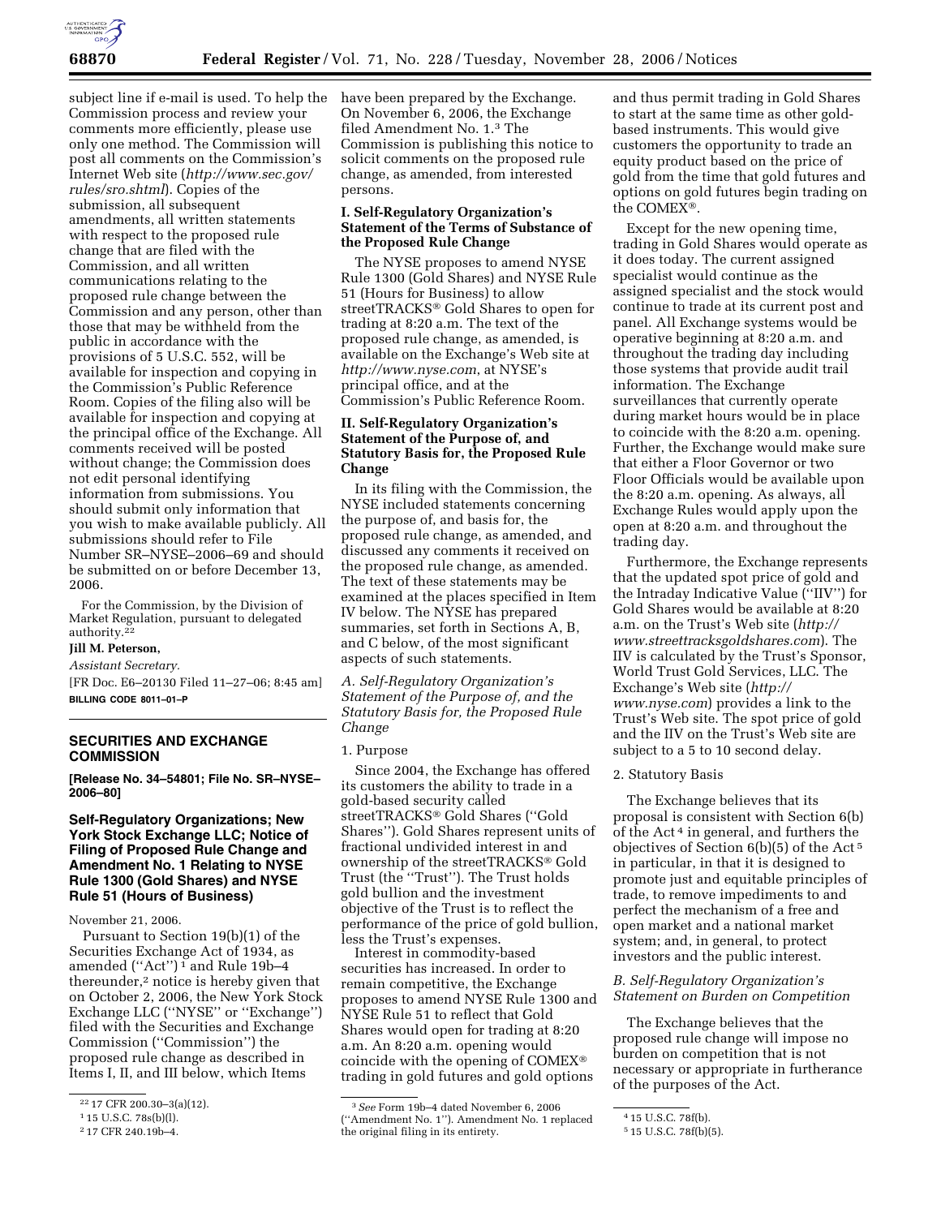subject line if e-mail is used. To help the Commission process and review your comments more efficiently, please use only one method. The Commission will post all comments on the Commission's Internet Web site (*http://www.sec.gov/rules/sro.shtml*). Copies of the submission, all subsequent amendments, all written statements with respect to the proposed rule change that are filed with the Commission, and all written communications relating to the proposed rule change between the Commission and any person, other than those that may be withheld from the public in accordance with the provisions of 5 U.S.C. 552, will be available for inspection and copying in the Commission's Public Reference Room. Copies of the filing also will be available for inspection and copying at the principal office of the Exchange. All comments received will be posted without change; the Commission does not edit personal identifying information from submissions. You should submit only information that you wish to make available publicly. All submissions should refer to File Number SR–NYSE–2006–69 and should be submitted on or before December 13, 2006.

For the Commission, by the Division of Market Regulation, pursuant to delegated authority.[22]

**Jill M. Peterson,**

*Assistant Secretary.*

[FR Doc. E6–20130 Filed 11–27–06; 8:45 am]

**BILLING CODE 8011–01–P**

## SECURITIES AND EXCHANGE COMMISSION

**[Release No. 34–54801; File No. SR–NYSE–2006–80]**

## Self-Regulatory Organizations; New York Stock Exchange LLC; Notice of Filing of Proposed Rule Change and Amendment No. 1 Relating to NYSE Rule 1300 (Gold Shares) and NYSE Rule 51 (Hours of Business)

November 21, 2006.

Pursuant to Section 19(b)(1) of the Securities Exchange Act of 1934, as amended ("Act")[1] and Rule 19b–4 thereunder,[2] notice is hereby given that on October 2, 2006, the New York Stock Exchange LLC ("NYSE" or "Exchange") filed with the Securities and Exchange Commission ("Commission") the proposed rule change as described in Items I, II, and III below, which Items have been prepared by the Exchange. On November 6, 2006, the Exchange filed Amendment No. 1.[3] The Commission is publishing this notice to solicit comments on the proposed rule change, as amended, from interested persons.

### I. Self-Regulatory Organization's Statement of the Terms of Substance of the Proposed Rule Change

The NYSE proposes to amend NYSE Rule 1300 (Gold Shares) and NYSE Rule 51 (Hours for Business) to allow streetTRACKS® Gold Shares to open for trading at 8:20 a.m. The text of the proposed rule change, as amended, is available on the Exchange's Web site at *http://www.nyse.com*, at NYSE's principal office, and at the Commission's Public Reference Room.

### II. Self-Regulatory Organization's Statement of the Purpose of, and Statutory Basis for, the Proposed Rule Change

In its filing with the Commission, the NYSE included statements concerning the purpose of, and basis for, the proposed rule change, as amended, and discussed any comments it received on the proposed rule change, as amended. The text of these statements may be examined at the places specified in Item IV below. The NYSE has prepared summaries, set forth in Sections A, B, and C below, of the most significant aspects of such statements.

#### *A. Self-Regulatory Organization's Statement of the Purpose of, and the Statutory Basis for, the Proposed Rule Change*

1. Purpose

Since 2004, the Exchange has offered its customers the ability to trade in a gold-based security called streetTRACKS® Gold Shares ("Gold Shares"). Gold Shares represent units of fractional undivided interest in and ownership of the streetTRACKS® Gold Trust (the "Trust"). The Trust holds gold bullion and the investment objective of the Trust is to reflect the performance of the price of gold bullion, less the Trust's expenses.

Interest in commodity-based securities has increased. In order to remain competitive, the Exchange proposes to amend NYSE Rule 1300 and NYSE Rule 51 to reflect that Gold Shares would open for trading at 8:20 a.m. An 8:20 a.m. opening would coincide with the opening of COMEX® trading in gold futures and gold options and thus permit trading in Gold Shares to start at the same time as other gold-based instruments. This would give customers the opportunity to trade an equity product based on the price of gold from the time that gold futures and options on gold futures begin trading on the COMEX®.

Except for the new opening time, trading in Gold Shares would operate as it does today. The current assigned specialist would continue as the assigned specialist and the stock would continue to trade at its current post and panel. All Exchange systems would be operative beginning at 8:20 a.m. and throughout the trading day including those systems that provide audit trail information. The Exchange surveillances that currently operate during market hours would be in place to coincide with the 8:20 a.m. opening. Further, the Exchange would make sure that either a Floor Governor or two Floor Officials would be available upon the 8:20 a.m. opening. As always, all Exchange Rules would apply upon the open at 8:20 a.m. and throughout the trading day.

Furthermore, the Exchange represents that the updated spot price of gold and the Intraday Indicative Value ("IIV") for Gold Shares would be available at 8:20 a.m. on the Trust's Web site (*http://www.streettracksgoldshares.com*). The IIV is calculated by the Trust's Sponsor, World Trust Gold Services, LLC. The Exchange's Web site (*http://www.nyse.com*) provides a link to the Trust's Web site. The spot price of gold and the IIV on the Trust's Web site are subject to a 5 to 10 second delay.

2. Statutory Basis

The Exchange believes that its proposal is consistent with Section 6(b) of the Act[4] in general, and furthers the objectives of Section 6(b)(5) of the Act[5] in particular, in that it is designed to promote just and equitable principles of trade, to remove impediments to and perfect the mechanism of a free and open market and a national market system; and, in general, to protect investors and the public interest.

#### *B. Self-Regulatory Organization's Statement on Burden on Competition*

The Exchange believes that the proposed rule change will impose no burden on competition that is not necessary or appropriate in furtherance of the purposes of the Act.

---

[22] 17 CFR 200.30–3(a)(12).

[1] 15 U.S.C. 78s(b)(l).

[2] 17 CFR 240.19b–4.

[3] *See* Form 19b–4 dated November 6, 2006 ("Amendment No. 1"). Amendment No. 1 replaced the original filing in its entirety.

[4] 15 U.S.C. 78f(b).

[5] 15 U.S.C. 78f(b)(5).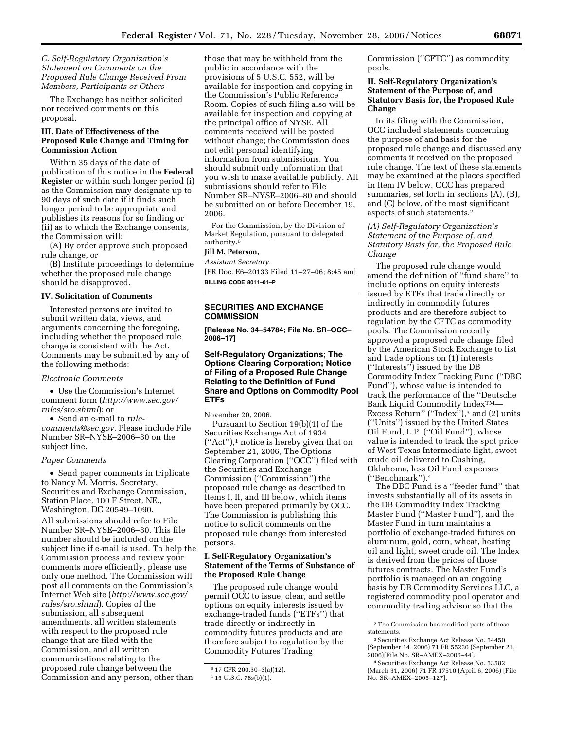*C. Self-Regulatory Organization's Statement on Comments on the Proposed Rule Change Received From Members, Participants or Others*

The Exchange has neither solicited nor received comments on this proposal.

### III. Date of Effectiveness of the Proposed Rule Change and Timing for Commission Action

Within 35 days of the date of publication of this notice in the **Federal Register** or within such longer period (i) as the Commission may designate up to 90 days of such date if it finds such longer period to be appropriate and publishes its reasons for so finding or (ii) as to which the Exchange consents, the Commission will:

(A) By order approve such proposed rule change, or

(B) Institute proceedings to determine whether the proposed rule change should be disapproved.

### IV. Solicitation of Comments

Interested persons are invited to submit written data, views, and arguments concerning the foregoing, including whether the proposed rule change is consistent with the Act. Comments may be submitted by any of the following methods:

*Electronic Comments*

- Use the Commission's Internet comment form (*http://www.sec.gov/rules/sro.shtml*); or
- Send an e-mail to *rule-comments@sec.gov.* Please include File Number SR–NYSE–2006–80 on the subject line.

*Paper Comments*

- Send paper comments in triplicate to Nancy M. Morris, Secretary, Securities and Exchange Commission, Station Place, 100 F Street, NE., Washington, DC 20549–1090.

All submissions should refer to File Number SR–NYSE–2006–80. This file number should be included on the subject line if e-mail is used. To help the Commission process and review your comments more efficiently, please use only one method. The Commission will post all comments on the Commission's Internet Web site (*http://www.sec.gov/rules/sro.shtml*). Copies of the submission, all subsequent amendments, all written statements with respect to the proposed rule change that are filed with the Commission, and all written communications relating to the proposed rule change between the Commission and any person, other than those that may be withheld from the public in accordance with the provisions of 5 U.S.C. 552, will be available for inspection and copying in the Commission's Public Reference Room. Copies of such filing also will be available for inspection and copying at the principal office of NYSE. All comments received will be posted without change; the Commission does not edit personal identifying information from submissions. You should submit only information that you wish to make available publicly. All submissions should refer to File Number SR–NYSE–2006–80 and should be submitted on or before December 19, 2006.

For the Commission, by the Division of Market Regulation, pursuant to delegated authority.[6]

**Jill M. Peterson,**

*Assistant Secretary.*

[FR Doc. E6–20133 Filed 11–27–06; 8:45 am]

**BILLING CODE 8011–01–P**

[6] 17 CFR 200.30–3(a)(12).

---

## SECURITIES AND EXCHANGE COMMISSION

**[Release No. 34–54784; File No. SR–OCC–2006–17]**

## Self-Regulatory Organizations; The Options Clearing Corporation; Notice of Filing of a Proposed Rule Change Relating to the Definition of Fund Share and Options on Commodity Pool ETFs

November 20, 2006.

Pursuant to Section 19(b)(1) of the Securities Exchange Act of 1934 ("Act"),[1] notice is hereby given that on September 21, 2006, The Options Clearing Corporation ("OCC") filed with the Securities and Exchange Commission ("Commission") the proposed rule change as described in Items I, II, and III below, which items have been prepared primarily by OCC. The Commission is publishing this notice to solicit comments on the proposed rule change from interested persons.

### I. Self-Regulatory Organization's Statement of the Terms of Substance of the Proposed Rule Change

The proposed rule change would permit OCC to issue, clear, and settle options on equity interests issued by exchange-traded funds ("ETFs") that trade directly or indirectly in commodity futures products and are therefore subject to regulation by the Commodity Futures Trading Commission ("CFTC") as commodity pools.

### II. Self-Regulatory Organization's Statement of the Purpose of, and Statutory Basis for, the Proposed Rule Change

In its filing with the Commission, OCC included statements concerning the purpose of and basis for the proposed rule change and discussed any comments it received on the proposed rule change. The text of these statements may be examined at the places specified in Item IV below. OCC has prepared summaries, set forth in sections (A), (B), and (C) below, of the most significant aspects of such statements.[2]

*(A) Self-Regulatory Organization's Statement of the Purpose of, and Statutory Basis for, the Proposed Rule Change*

The proposed rule change would amend the definition of "fund share" to include options on equity interests issued by ETFs that trade directly or indirectly in commodity futures products and are therefore subject to regulation by the CFTC as commodity pools. The Commission recently approved a proposed rule change filed by the American Stock Exchange to list and trade options on (1) interests ("Interests") issued by the DB Commodity Index Tracking Fund ("DBC Fund"), whose value is intended to track the performance of the "Deutsche Bank Liquid Commodity Index™—Excess Return" ("Index"),[3] and (2) units ("Units") issued by the United States Oil Fund, L.P. ("Oil Fund"), whose value is intended to track the spot price of West Texas Intermediate light, sweet crude oil delivered to Cushing, Oklahoma, less Oil Fund expenses ("Benchmark").[4]

The DBC Fund is a "feeder fund" that invests substantially all of its assets in the DB Commodity Index Tracking Master Fund ("Master Fund"), and the Master Fund in turn maintains a portfolio of exchange-traded futures on aluminum, gold, corn, wheat, heating oil and light, sweet crude oil. The Index is derived from the prices of those futures contracts. The Master Fund's portfolio is managed on an ongoing basis by DB Commodity Services LLC, a registered commodity pool operator and commodity trading advisor so that the

[1] 15 U.S.C. 78s(b)(1).

[2] The Commission has modified parts of these statements.

[3] Securities Exchange Act Release No. 54450 (September 14, 2006) 71 FR 55230 (September 21, 2006)[File No. SR–AMEX–2006–44].

[4] Securities Exchange Act Release No. 53582 (March 31, 2006) 71 FR 17510 (April 6, 2006) [File No. SR–AMEX–2005–127].